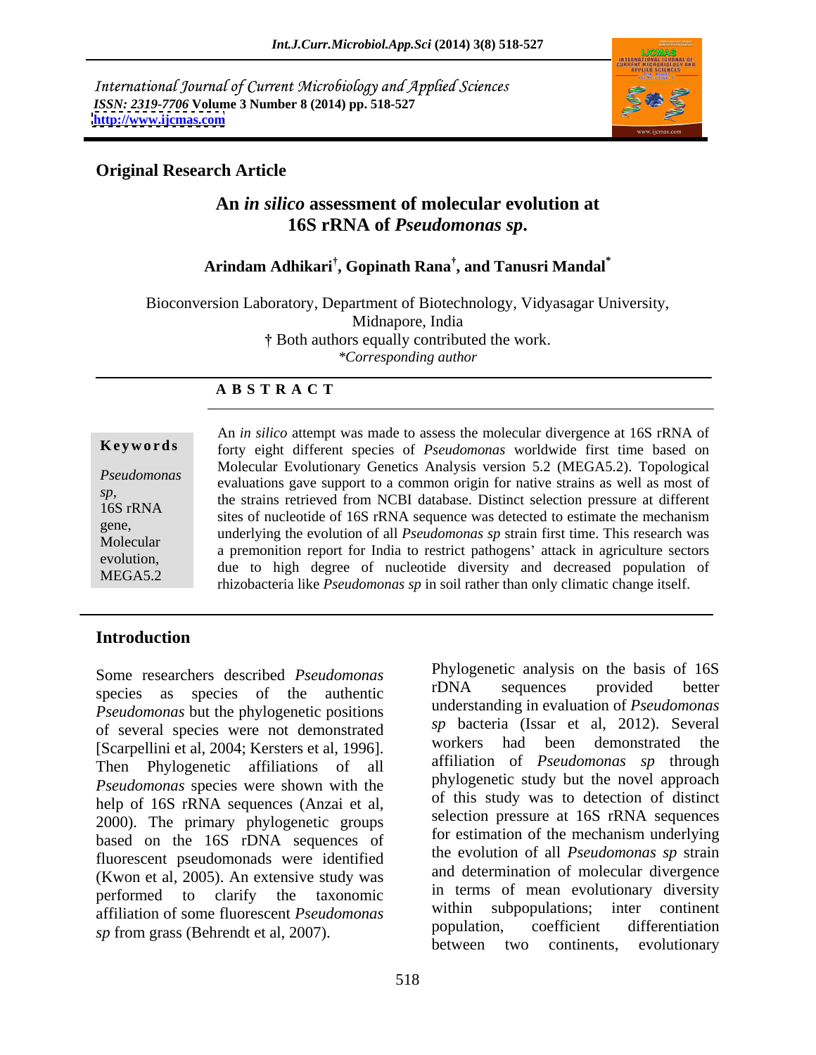International Journal of Current Microbiology and Applied Sciences
*ISSN: 2319-7706* **Volume 3 Number 8 (2014) pp. 518-527**
**http://www.ijcmas.com**

**Original Research Article**

# An *in silico* assessment of molecular evolution at 16S rRNA of *Pseudomonas sp.*

**Arindam Adhikari[†], Gopinath Rana[†], and Tanusri Mandal[*]**

Bioconversion Laboratory, Department of Biotechnology, Vidyasagar University, Midnapore, India
† Both authors equally contributed the work.
*\*Corresponding author*

## A B S T R A C T

**Keywords**

*Pseudomonas sp*, 16S rRNA gene, Molecular evolution, MEGA5.2

An *in silico* attempt was made to assess the molecular divergence at 16S rRNA of forty eight different species of *Pseudomonas* worldwide first time based on Molecular Evolutionary Genetics Analysis version 5.2 (MEGA5.2). Topological evaluations gave support to a common origin for native strains as well as most of the strains retrieved from NCBI database. Distinct selection pressure at different sites of nucleotide of 16S rRNA sequence was detected to estimate the mechanism underlying the evolution of all *Pseudomonas sp* strain first time. This research was a premonition report for India to restrict pathogens' attack in agriculture sectors due to high degree of nucleotide diversity and decreased population of rhizobacteria like *Pseudomonas sp* in soil rather than only climatic change itself.

## Introduction

Some researchers described *Pseudomonas* species as species of the authentic *Pseudomonas* but the phylogenetic positions of several species were not demonstrated [Scarpellini et al, 2004; Kersters et al, 1996]. Then Phylogenetic affiliations of all *Pseudomonas* species were shown with the help of 16S rRNA sequences (Anzai et al, 2000). The primary phylogenetic groups based on the 16S rDNA sequences of fluorescent pseudomonads were identified (Kwon et al, 2005). An extensive study was performed to clarify the taxonomic affiliation of some fluorescent *Pseudomonas sp* from grass (Behrendt et al, 2007).

Phylogenetic analysis on the basis of 16S rDNA sequences provided better understanding in evaluation of *Pseudomonas sp* bacteria (Issar et al, 2012). Several workers had been demonstrated the affiliation of *Pseudomonas sp* through phylogenetic study but the novel approach of this study was to detection of distinct selection pressure at 16S rRNA sequences for estimation of the mechanism underlying the evolution of all *Pseudomonas sp* strain and determination of molecular divergence in terms of mean evolutionary diversity within subpopulations; inter continent population, coefficient differentiation between two continents, evolutionary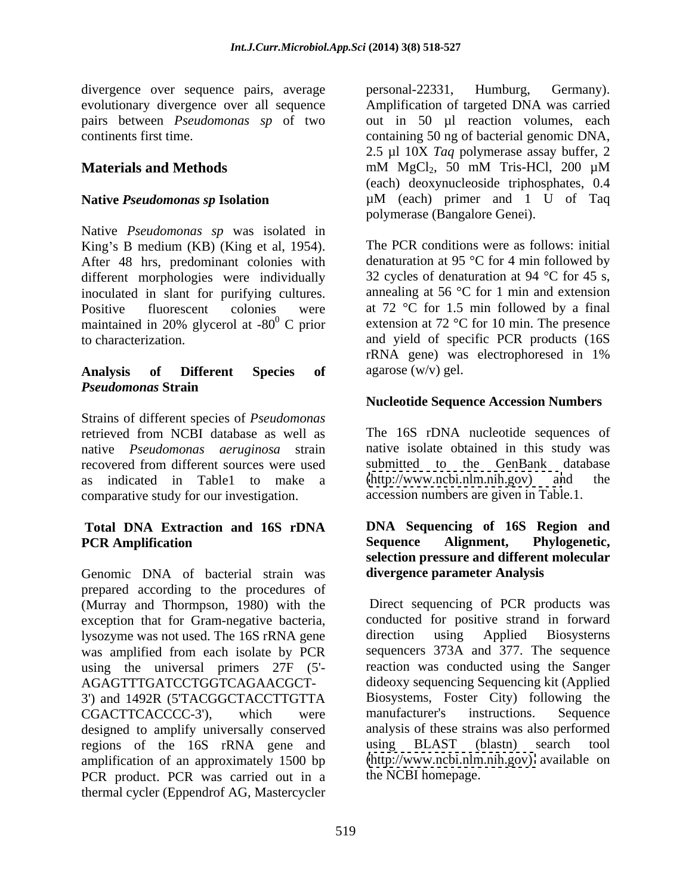divergence over sequence pairs, average evolutionary divergence over all sequence pairs between *Pseudomonas sp* of two continents first time.

## Materials and Methods

### Native *Pseudomonas sp* Isolation

Native *Pseudomonas sp* was isolated in King's B medium (KB) (King et al, 1954). After 48 hrs, predominant colonies with different morphologies were individually inoculated in slant for purifying cultures. Positive fluorescent colonies were maintained in 20% glycerol at $-80^{0}$ C prior to characterization.

### Analysis of Different Species of *Pseudomonas* Strain

Strains of different species of *Pseudomonas* retrieved from NCBI database as well as native *Pseudomonas aeruginosa* strain recovered from different sources were used as indicated in Table1 to make a comparative study for our investigation.

### Total DNA Extraction and 16S rDNA PCR Amplification

Genomic DNA of bacterial strain was prepared according to the procedures of (Murray and Thormpson, 1980) with the exception that for Gram-negative bacteria, lysozyme was not used. The 16S rRNA gene was amplified from each isolate by PCR using the universal primers 27F (5'-AGAGTTTGATCCTGGTCAGAACGCT-3') and 1492R (5'TACGGCTACCTTGTTA CGACTTCACCCC-3'), which were designed to amplify universally conserved regions of the 16S rRNA gene and amplification of an approximately 1500 bp PCR product. PCR was carried out in a thermal cycler (Eppendrof AG, Mastercycler personal-22331, Humburg, Germany). Amplification of targeted DNA was carried out in 50 µl reaction volumes, each containing 50 ng of bacterial genomic DNA, 2.5 µl 10X *Taq* polymerase assay buffer, 2 mM $MgCl_2$, 50 mM Tris-HCl, 200 µM (each) deoxynucleoside triphosphates, 0.4 µM (each) primer and 1 U of Taq polymerase (Bangalore Genei).

The PCR conditions were as follows: initial denaturation at 95 °C for 4 min followed by 32 cycles of denaturation at 94 °C for 45 s, annealing at 56 °C for 1 min and extension at 72 °C for 1.5 min followed by a final extension at 72 °C for 10 min. The presence and yield of specific PCR products (16S rRNA gene) was electrophoresed in 1% agarose (w/v) gel.

### Nucleotide Sequence Accession Numbers

The 16S rDNA nucleotide sequences of native isolate obtained in this study was submitted to the GenBank database (http://www.ncbi.nlm.nih.gov) and the accession numbers are given in Table.1.

### DNA Sequencing of 16S Region and Sequence Alignment, Phylogenetic, selection pressure and different molecular divergence parameter Analysis

Direct sequencing of PCR products was conducted for positive strand in forward direction using Applied Biosysterns sequencers 373A and 377. The sequence reaction was conducted using the Sanger dideoxy sequencing Sequencing kit (Applied Biosystems, Foster City) following the manufacturer's instructions. Sequence analysis of these strains was also performed using BLAST (blastn) search tool (http://www.ncbi.nlm.nih.gov) available on the NCBI homepage.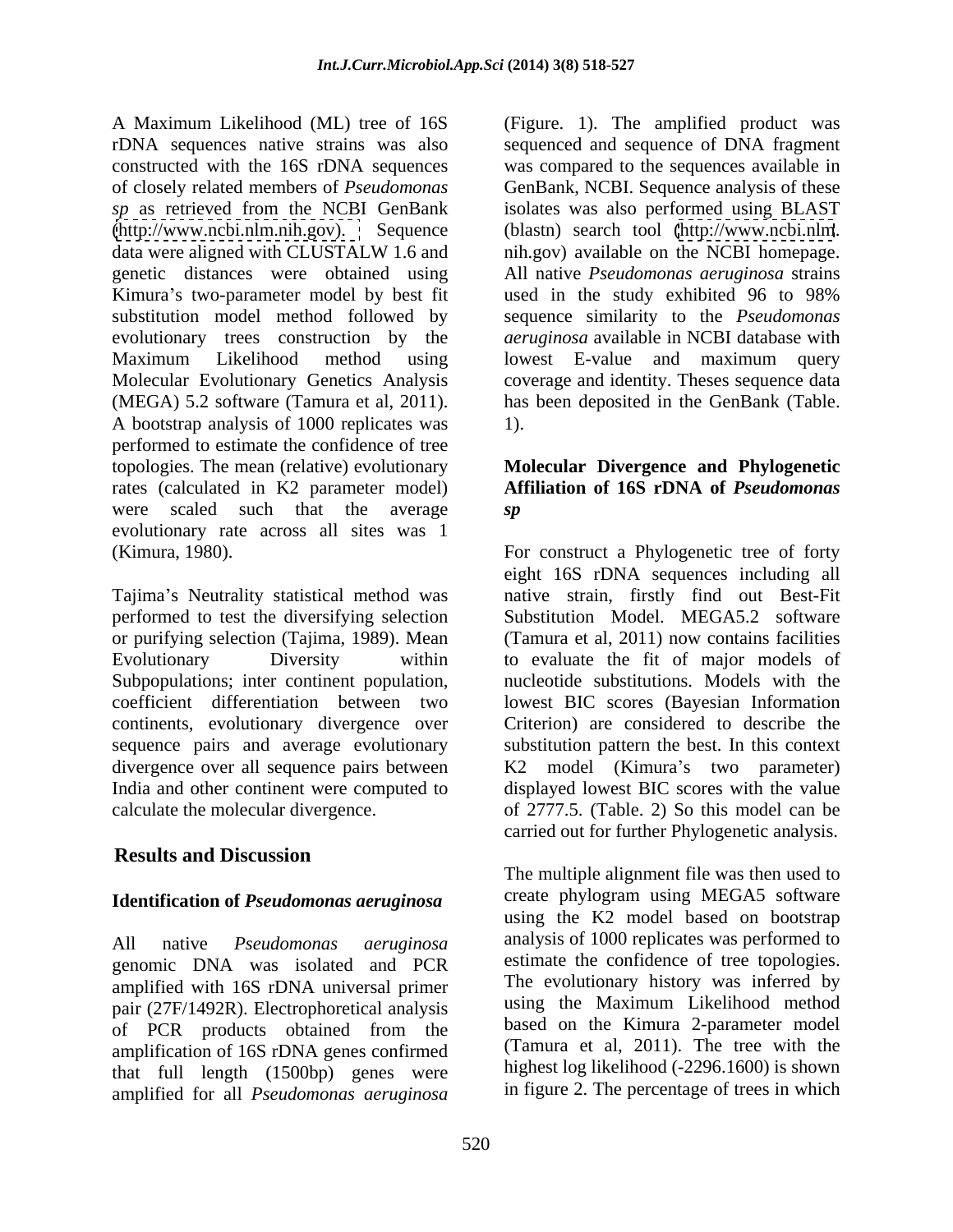A Maximum Likelihood (ML) tree of 16S rDNA sequences native strains was also constructed with the 16S rDNA sequences of closely related members of *Pseudomonas sp* as retrieved from the NCBI GenBank (http://www.ncbi.nlm.nih.gov). Sequence data were aligned with CLUSTALW 1.6 and genetic distances were obtained using Kimura's two-parameter model by best fit substitution model method followed by evolutionary trees construction by the Maximum Likelihood method using Molecular Evolutionary Genetics Analysis (MEGA) 5.2 software (Tamura et al, 2011). A bootstrap analysis of 1000 replicates was performed to estimate the confidence of tree topologies. The mean (relative) evolutionary rates (calculated in K2 parameter model) were scaled such that the average evolutionary rate across all sites was 1 (Kimura, 1980).

Tajima's Neutrality statistical method was performed to test the diversifying selection or purifying selection (Tajima, 1989). Mean Evolutionary Diversity within Subpopulations; inter continent population, coefficient differentiation between two continents, evolutionary divergence over sequence pairs and average evolutionary divergence over all sequence pairs between India and other continent were computed to calculate the molecular divergence.

## Results and Discussion

### Identification of *Pseudomonas aeruginosa*

All native *Pseudomonas aeruginosa* genomic DNA was isolated and PCR amplified with 16S rDNA universal primer pair (27F/1492R). Electrophoretical analysis of PCR products obtained from the amplification of 16S rDNA genes confirmed that full length (1500bp) genes were amplified for all *Pseudomonas aeruginosa* (Figure. 1). The amplified product was sequenced and sequence of DNA fragment was compared to the sequences available in GenBank, NCBI. Sequence analysis of these isolates was also performed using BLAST (blastn) search tool (http://www.ncbi.nlm.nih.gov) available on the NCBI homepage. All native *Pseudomonas aeruginosa* strains used in the study exhibited 96 to 98% sequence similarity to the *Pseudomonas aeruginosa* available in NCBI database with lowest E-value and maximum query coverage and identity. Theses sequence data has been deposited in the GenBank (Table. 1).

### Molecular Divergence and Phylogenetic Affiliation of 16S rDNA of *Pseudomonas sp*

For construct a Phylogenetic tree of forty eight 16S rDNA sequences including all native strain, firstly find out Best-Fit Substitution Model. MEGA5.2 software (Tamura et al, 2011) now contains facilities to evaluate the fit of major models of nucleotide substitutions. Models with the lowest BIC scores (Bayesian Information Criterion) are considered to describe the substitution pattern the best. In this context K2 model (Kimura's two parameter) displayed lowest BIC scores with the value of 2777.5. (Table. 2) So this model can be carried out for further Phylogenetic analysis.

The multiple alignment file was then used to create phylogram using MEGA5 software using the K2 model based on bootstrap analysis of 1000 replicates was performed to estimate the confidence of tree topologies. The evolutionary history was inferred by using the Maximum Likelihood method based on the Kimura 2-parameter model (Tamura et al, 2011). The tree with the highest log likelihood (-2296.1600) is shown in figure 2. The percentage of trees in which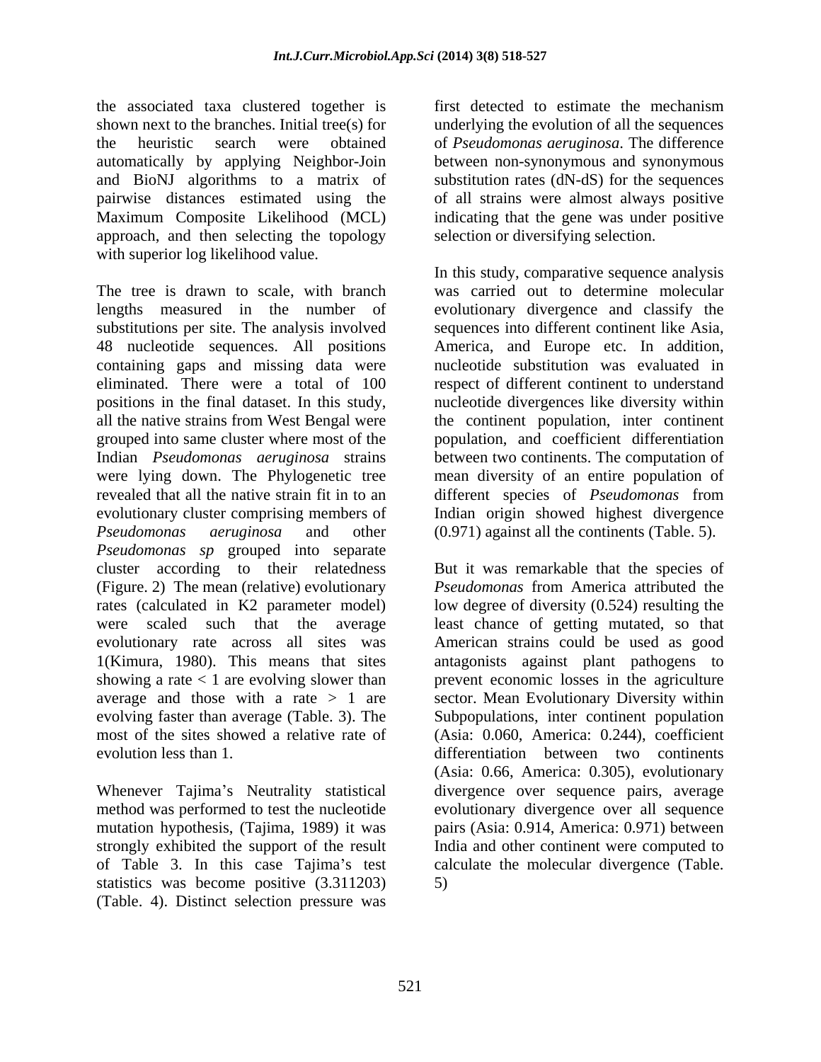the associated taxa clustered together is shown next to the branches. Initial tree(s) for the heuristic search were obtained automatically by applying Neighbor-Join and BioNJ algorithms to a matrix of pairwise distances estimated using the Maximum Composite Likelihood (MCL) approach, and then selecting the topology with superior log likelihood value.

The tree is drawn to scale, with branch lengths measured in the number of substitutions per site. The analysis involved 48 nucleotide sequences. All positions containing gaps and missing data were eliminated. There were a total of 100 positions in the final dataset. In this study, all the native strains from West Bengal were grouped into same cluster where most of the Indian *Pseudomonas aeruginosa* strains were lying down. The Phylogenetic tree revealed that all the native strain fit in to an evolutionary cluster comprising members of *Pseudomonas aeruginosa* and other *Pseudomonas sp* grouped into separate cluster according to their relatedness (Figure. 2) The mean (relative) evolutionary rates (calculated in K2 parameter model) were scaled such that the average evolutionary rate across all sites was 1(Kimura, 1980). This means that sites showing a rate < 1 are evolving slower than average and those with a rate > 1 are evolving faster than average (Table. 3). The most of the sites showed a relative rate of evolution less than 1.

Whenever Tajima's Neutrality statistical method was performed to test the nucleotide mutation hypothesis, (Tajima, 1989) it was strongly exhibited the support of the result of Table 3. In this case Tajima's test statistics was become positive (3.311203) (Table. 4). Distinct selection pressure was first detected to estimate the mechanism underlying the evolution of all the sequences of *Pseudomonas aeruginosa*. The difference between non-synonymous and synonymous substitution rates (dN-dS) for the sequences of all strains were almost always positive indicating that the gene was under positive selection or diversifying selection.

In this study, comparative sequence analysis was carried out to determine molecular evolutionary divergence and classify the sequences into different continent like Asia, America, and Europe etc. In addition, nucleotide substitution was evaluated in respect of different continent to understand nucleotide divergences like diversity within the continent population, inter continent population, and coefficient differentiation between two continents. The computation of mean diversity of an entire population of different species of *Pseudomonas* from Indian origin showed highest divergence (0.971) against all the continents (Table. 5).

But it was remarkable that the species of *Pseudomonas* from America attributed the low degree of diversity (0.524) resulting the least chance of getting mutated, so that American strains could be used as good antagonists against plant pathogens to prevent economic losses in the agriculture sector. Mean Evolutionary Diversity within Subpopulations, inter continent population (Asia: 0.060, America: 0.244), coefficient differentiation between two continents (Asia: 0.66, America: 0.305), evolutionary divergence over sequence pairs, average evolutionary divergence over all sequence pairs (Asia: 0.914, America: 0.971) between India and other continent were computed to calculate the molecular divergence (Table. 5)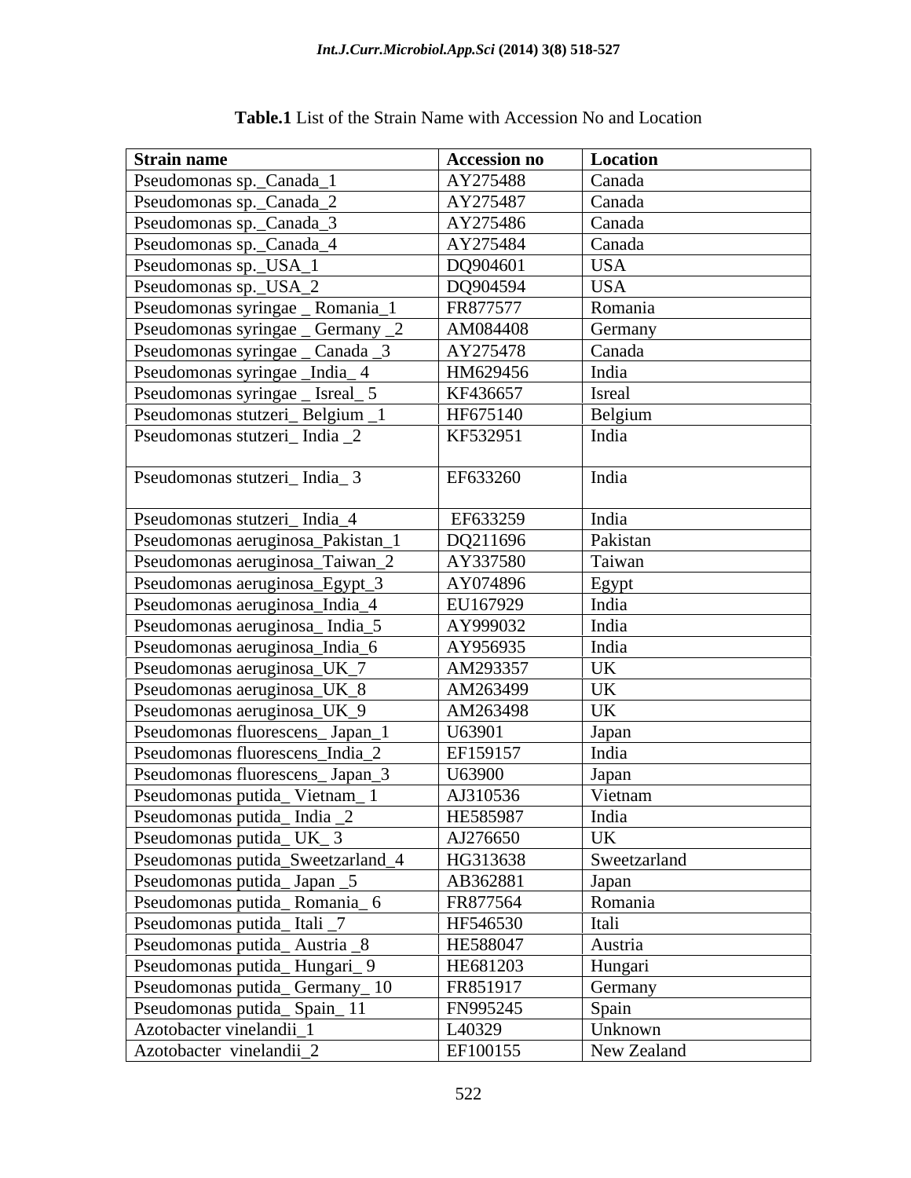**Table.1** List of the Strain Name with Accession No and Location

| Strain name | Accession no | Location |
|---|---|---|
| Pseudomonas sp._Canada_1 | AY275488 | Canada |
| Pseudomonas sp._Canada_2 | AY275487 | Canada |
| Pseudomonas sp._Canada_3 | AY275486 | Canada |
| Pseudomonas sp._Canada_4 | AY275484 | Canada |
| Pseudomonas sp._USA_1 | DQ904601 | USA |
| Pseudomonas sp._USA_2 | DQ904594 | USA |
| Pseudomonas syringae _ Romania_1 | FR877577 | Romania |
| Pseudomonas syringae _ Germany _2 | AM084408 | Germany |
| Pseudomonas syringae _ Canada _3 | AY275478 | Canada |
| Pseudomonas syringae _India_ 4 | HM629456 | India |
| Pseudomonas syringae _ Isreal_ 5 | KF436657 | Isreal |
| Pseudomonas stutzeri_ Belgium _1 | HF675140 | Belgium |
| Pseudomonas stutzeri_ India _2 | KF532951 | India |
| Pseudomonas stutzeri_ India_ 3 | EF633260 | India |
| Pseudomonas stutzeri_ India_4 | EF633259 | India |
| Pseudomonas aeruginosa_Pakistan_1 | DQ211696 | Pakistan |
| Pseudomonas aeruginosa_Taiwan_2 | AY337580 | Taiwan |
| Pseudomonas aeruginosa_Egypt_3 | AY074896 | Egypt |
| Pseudomonas aeruginosa_India_4 | EU167929 | India |
| Pseudomonas aeruginosa_ India_5 | AY999032 | India |
| Pseudomonas aeruginosa_India_6 | AY956935 | India |
| Pseudomonas aeruginosa_UK_7 | AM293357 | UK |
| Pseudomonas aeruginosa_UK_8 | AM263499 | UK |
| Pseudomonas aeruginosa_UK_9 | AM263498 | UK |
| Pseudomonas fluorescens_ Japan_1 | U63901 | Japan |
| Pseudomonas fluorescens_India_2 | EF159157 | India |
| Pseudomonas fluorescens_ Japan_3 | U63900 | Japan |
| Pseudomonas putida_ Vietnam_ 1 | AJ310536 | Vietnam |
| Pseudomonas putida_ India _2 | HE585987 | India |
| Pseudomonas putida_ UK_ 3 | AJ276650 | UK |
| Pseudomonas putida_Sweetzarland_4 | HG313638 | Sweetzarland |
| Pseudomonas putida_ Japan _5 | AB362881 | Japan |
| Pseudomonas putida_ Romania_ 6 | FR877564 | Romania |
| Pseudomonas putida_ Itali _7 | HF546530 | Itali |
| Pseudomonas putida_ Austria _8 | HE588047 | Austria |
| Pseudomonas putida_ Hungari_ 9 | HE681203 | Hungari |
| Pseudomonas putida_ Germany_ 10 | FR851917 | Germany |
| Pseudomonas putida_ Spain_ 11 | FN995245 | Spain |
| Azotobacter vinelandii_1 | L40329 | Unknown |
| Azotobacter vinelandii_2 | EF100155 | New Zealand |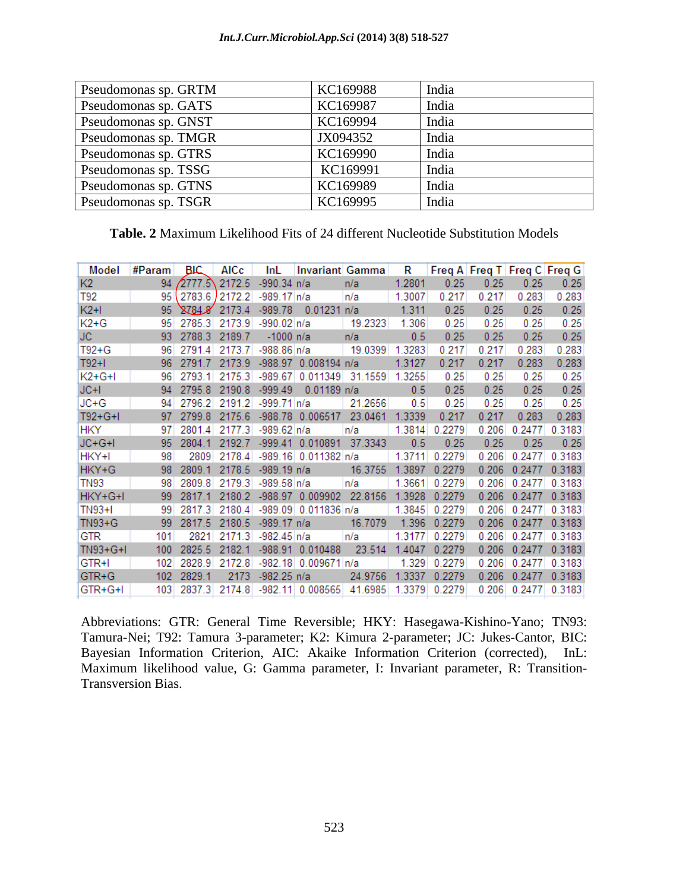| Pseudomonas sp. GRTM | KC169988 | India |
|---|---|---|
| Pseudomonas sp. GATS | KC169987 | India |
| Pseudomonas sp. GNST | KC169994 | India |
| Pseudomonas sp. TMGR | JX094352 | India |
| Pseudomonas sp. GTRS | KC169990 | India |
| Pseudomonas sp. TSSG | KC169991 | India |
| Pseudomonas sp. GTNS | KC169989 | India |
| Pseudomonas sp. TSGR | KC169995 | India |

**Table. 2** Maximum Likelihood Fits of 24 different Nucleotide Substitution Models

| Model | #Param | BIC | AICc | lnL | Invariant | Gamma | R | Freq A | Freq T | Freq C | Freq G |
|---|---|---|---|---|---|---|---|---|---|---|---|
| K2 | 94 | 2777.5 | 2172.5 | -990.34 | n/a | n/a | 1.2801 | 0.25 | 0.25 | 0.25 | 0.25 |
| T92 | 95 | 2783.6 | 2172.2 | -989.17 | n/a | n/a | 1.3007 | 0.217 | 0.217 | 0.283 | 0.283 |
| K2+I | 95 | 2784.8 | 2173.4 | -989.78 | 0.01231 | n/a | 1.311 | 0.25 | 0.25 | 0.25 | 0.25 |
| K2+G | 95 | 2785.3 | 2173.9 | -990.02 | n/a | 19.2323 | 1.306 | 0.25 | 0.25 | 0.25 | 0.25 |
| JC | 93 | 2788.3 | 2189.7 | -1000 | n/a | n/a | 0.5 | 0.25 | 0.25 | 0.25 | 0.25 |
| T92+G | 96 | 2791.4 | 2173.7 | -988.86 | n/a | 19.0399 | 1.3283 | 0.217 | 0.217 | 0.283 | 0.283 |
| T92+I | 96 | 2791.7 | 2173.9 | -988.97 | 0.008194 | n/a | 1.3127 | 0.217 | 0.217 | 0.283 | 0.283 |
| K2+G+I | 96 | 2793.1 | 2175.3 | -989.67 | 0.011349 | 31.1559 | 1.3255 | 0.25 | 0.25 | 0.25 | 0.25 |
| JC+I | 94 | 2795.8 | 2190.8 | -999.49 | 0.01189 | n/a | 0.5 | 0.25 | 0.25 | 0.25 | 0.25 |
| JC+G | 94 | 2796.2 | 2191.2 | -999.71 | n/a | 21.2656 | 0.5 | 0.25 | 0.25 | 0.25 | 0.25 |
| T92+G+I | 97 | 2799.8 | 2175.6 | -988.78 | 0.006517 | 23.0461 | 1.3339 | 0.217 | 0.217 | 0.283 | 0.283 |
| HKY | 97 | 2801.4 | 2177.3 | -989.62 | n/a | n/a | 1.3814 | 0.2279 | 0.206 | 0.2477 | 0.3183 |
| JC+G+I | 95 | 2804.1 | 2192.7 | -999.41 | 0.010891 | 37.3343 | 0.5 | 0.25 | 0.25 | 0.25 | 0.25 |
| HKY+I | 98 | 2809 | 2178.4 | -989.16 | 0.011382 | n/a | 1.3711 | 0.2279 | 0.206 | 0.2477 | 0.3183 |
| HKY+G | 98 | 2809.1 | 2178.5 | -989.19 | n/a | 16.3755 | 1.3897 | 0.2279 | 0.206 | 0.2477 | 0.3183 |
| TN93 | 98 | 2809.8 | 2179.3 | -989.58 | n/a | n/a | 1.3661 | 0.2279 | 0.206 | 0.2477 | 0.3183 |
| HKY+G+I | 99 | 2817.1 | 2180.2 | -988.97 | 0.009902 | 22.8156 | 1.3928 | 0.2279 | 0.206 | 0.2477 | 0.3183 |
| TN93+I | 99 | 2817.3 | 2180.4 | -989.09 | 0.011836 | n/a | 1.3845 | 0.2279 | 0.206 | 0.2477 | 0.3183 |
| TN93+G | 99 | 2817.5 | 2180.5 | -989.17 | n/a | 16.7079 | 1.396 | 0.2279 | 0.206 | 0.2477 | 0.3183 |
| GTR | 101 | 2821 | 2171.3 | -982.45 | n/a | n/a | 1.3177 | 0.2279 | 0.206 | 0.2477 | 0.3183 |
| TN93+G+I | 100 | 2825.5 | 2182.1 | -988.91 | 0.010488 | 23.514 | 1.4047 | 0.2279 | 0.206 | 0.2477 | 0.3183 |
| GTR+I | 102 | 2828.9 | 2172.8 | -982.18 | 0.009671 | n/a | 1.329 | 0.2279 | 0.206 | 0.2477 | 0.3183 |
| GTR+G | 102 | 2829.1 | 2173 | -982.25 | n/a | 24.9756 | 1.3337 | 0.2279 | 0.206 | 0.2477 | 0.3183 |
| GTR+G+I | 103 | 2837.3 | 2174.8 | -982.11 | 0.008565 | 41.6985 | 1.3379 | 0.2279 | 0.206 | 0.2477 | 0.3183 |

Abbreviations: GTR: General Time Reversible; HKY: Hasegawa-Kishino-Yano; TN93: Tamura-Nei; T92: Tamura 3-parameter; K2: Kimura 2-parameter; JC: Jukes-Cantor, BIC: Bayesian Information Criterion, AIC: Akaike Information Criterion (corrected), lnL: Maximum likelihood value, G: Gamma parameter, I: Invariant parameter, R: Transition-Transversion Bias.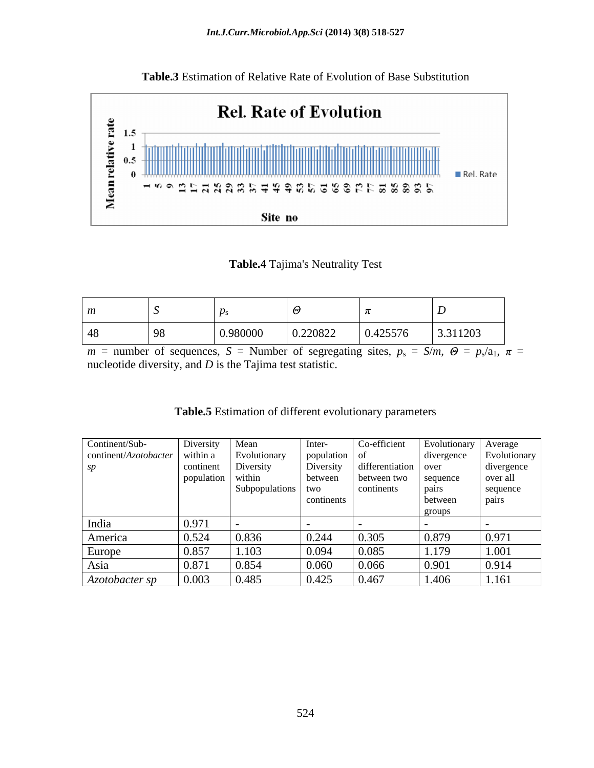**Table.3** Estimation of Relative Rate of Evolution of Base Substitution

**Table.4** Tajima's Neutrality Test

| *m* | *S* | $p_s$ | $\Theta$ | $\pi$ | *D* |
|---|---|---|---|---|---|
| 48 | 98 | 0.980000 | 0.220822 | 0.425576 | 3.311203 |

$m$ = number of sequences, $S$ = Number of segregating sites, $p_s = S/m$, $\Theta = p_s/a_1$, $\pi$ = nucleotide diversity, and $D$ is the Tajima test statistic.

**Table.5** Estimation of different evolutionary parameters

| Continent/Sub-continent/*Azotobacter sp* | Diversity within a continent population | Mean Evolutionary Diversity within Subpopulations | Inter-population Diversity between two continents | Co-efficient of differentiation between two continents | Evolutionary divergence over sequence pairs between groups | Average Evolutionary divergence over all sequence pairs |
|---|---|---|---|---|---|---|
| India | 0.971 | - | - | - | - | - |
| America | 0.524 | 0.836 | 0.244 | 0.305 | 0.879 | 0.971 |
| Europe | 0.857 | 1.103 | 0.094 | 0.085 | 1.179 | 1.001 |
| Asia | 0.871 | 0.854 | 0.060 | 0.066 | 0.901 | 0.914 |
| *Azotobacter sp* | 0.003 | 0.485 | 0.425 | 0.467 | 1.406 | 1.161 |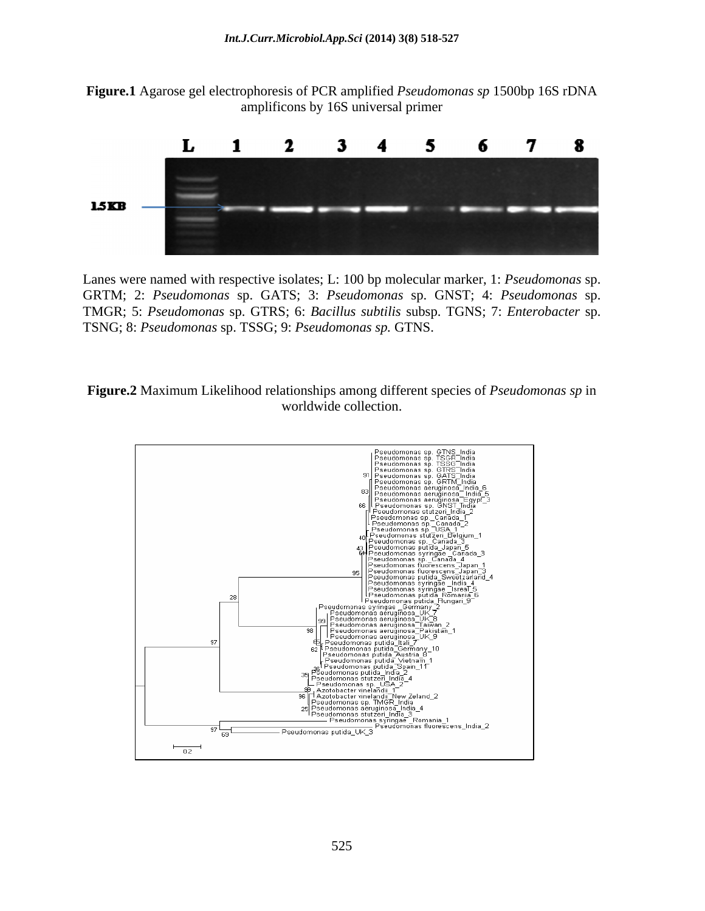**Figure.1** Agarose gel electrophoresis of PCR amplified *Pseudomonas sp* 1500bp 16S rDNA amplificons by 16S universal primer

Lanes were named with respective isolates; L: 100 bp molecular marker, 1: *Pseudomonas* sp. GRTM; 2: *Pseudomonas* sp. GATS; 3: *Pseudomonas* sp. GNST; 4: *Pseudomonas* sp. TMGR; 5: *Pseudomonas* sp. GTRS; 6: *Bacillus subtilis* subsp. TGNS; 7: *Enterobacter* sp. TSNG; 8: *Pseudomonas* sp. TSSG; 9: *Pseudomonas sp.* GTNS.

**Figure.2** Maximum Likelihood relationships among different species of *Pseudomonas sp* in worldwide collection.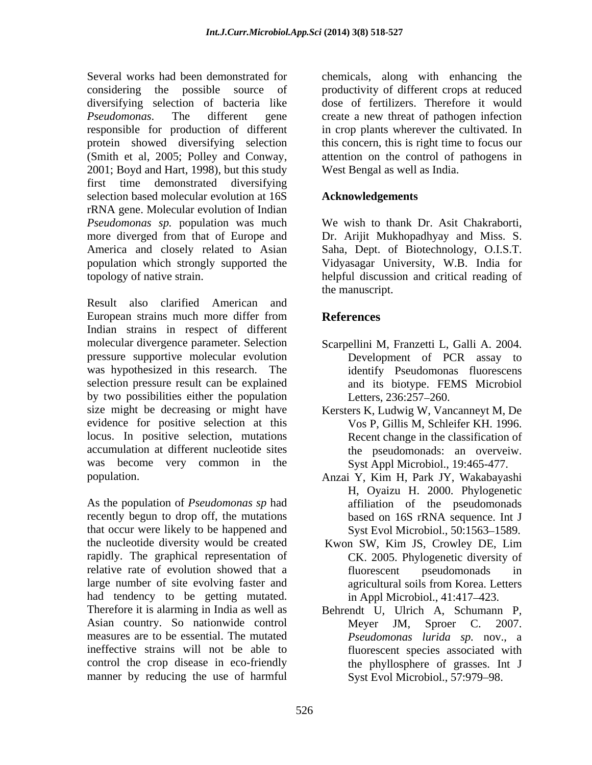Several works had been demonstrated for considering the possible source of diversifying selection of bacteria like *Pseudomonas*. The different gene responsible for production of different protein showed diversifying selection (Smith et al, 2005; Polley and Conway, 2001; Boyd and Hart, 1998), but this study first time demonstrated diversifying selection based molecular evolution at 16S rRNA gene. Molecular evolution of Indian *Pseudomonas sp.* population was much more diverged from that of Europe and America and closely related to Asian population which strongly supported the topology of native strain.

Result also clarified American and European strains much more differ from Indian strains in respect of different molecular divergence parameter. Selection pressure supportive molecular evolution was hypothesized in this research. The selection pressure result can be explained by two possibilities either the population size might be decreasing or might have evidence for positive selection at this locus. In positive selection, mutations accumulation at different nucleotide sites was become very common in the population.

As the population of *Pseudomonas sp* had recently begun to drop off, the mutations that occur were likely to be happened and the nucleotide diversity would be created rapidly. The graphical representation of relative rate of evolution showed that a large number of site evolving faster and had tendency to be getting mutated. Therefore it is alarming in India as well as Asian country. So nationwide control measures are to be essential. The mutated ineffective strains will not be able to control the crop disease in eco-friendly manner by reducing the use of harmful chemicals, along with enhancing the productivity of different crops at reduced dose of fertilizers. Therefore it would create a new threat of pathogen infection in crop plants wherever the cultivated. In this concern, this is right time to focus our attention on the control of pathogens in West Bengal as well as India.

## Acknowledgements

We wish to thank Dr. Asit Chakraborti, Dr. Arijit Mukhopadhyay and Miss. S. Saha, Dept. of Biotechnology, O.I.S.T. Vidyasagar University, W.B. India for helpful discussion and critical reading of the manuscript.

## References

Scarpellini M, Franzetti L, Galli A. 2004. Development of PCR assay to identify Pseudomonas fluorescens and its biotype. FEMS Microbiol Letters, 236:257–260.

Kersters K, Ludwig W, Vancanneyt M, De Vos P, Gillis M, Schleifer KH. 1996. Recent change in the classification of the pseudomonads: an overveiw. Syst Appl Microbiol., 19:465-477.

Anzai Y, Kim H, Park JY, Wakabayashi H, Oyaizu H. 2000. Phylogenetic affiliation of the pseudomonads based on 16S rRNA sequence. Int J Syst Evol Microbiol., 50:1563–1589.

Kwon SW, Kim JS, Crowley DE, Lim CK. 2005. Phylogenetic diversity of fluorescent pseudomonads in agricultural soils from Korea. Letters in Appl Microbiol., 41:417–423.

Behrendt U, Ulrich A, Schumann P, Meyer JM, Sproer C. 2007. *Pseudomonas lurida sp.* nov., a fluorescent species associated with the phyllosphere of grasses. Int J Syst Evol Microbiol., 57:979–98.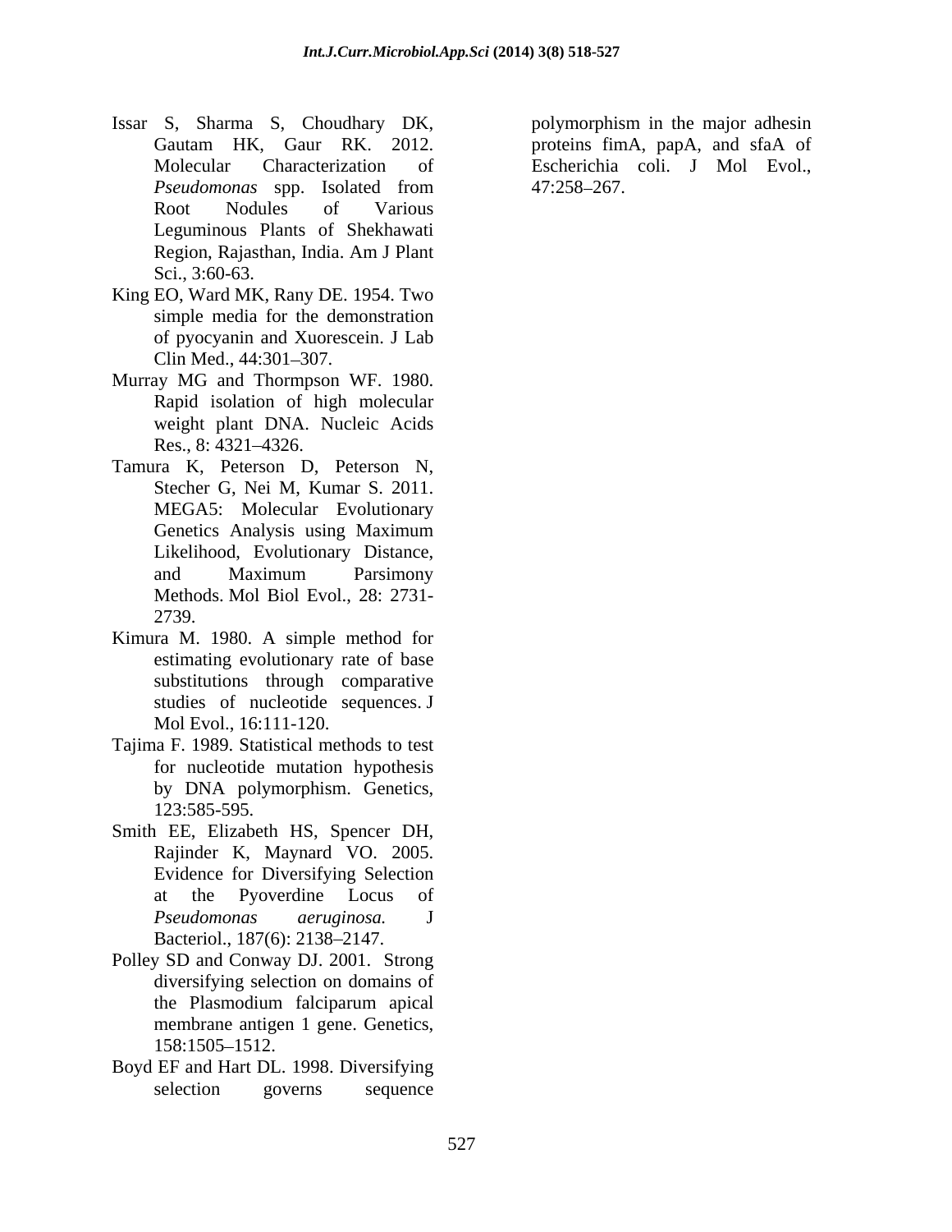Issar S, Sharma S, Choudhary DK, Gautam HK, Gaur RK. 2012. Molecular Characterization of *Pseudomonas* spp. Isolated from Root Nodules of Various Leguminous Plants of Shekhawati Region, Rajasthan, India. Am J Plant Sci., 3:60-63.

King EO, Ward MK, Rany DE. 1954. Two simple media for the demonstration of pyocyanin and Xuorescein. J Lab Clin Med., 44:301–307.

Murray MG and Thormpson WF. 1980. Rapid isolation of high molecular weight plant DNA. Nucleic Acids Res., 8: 4321–4326.

Tamura K, Peterson D, Peterson N, Stecher G, Nei M, Kumar S. 2011. MEGA5: Molecular Evolutionary Genetics Analysis using Maximum Likelihood, Evolutionary Distance, and Maximum Parsimony Methods. Mol Biol Evol., 28: 2731-2739.

Kimura M. 1980. A simple method for estimating evolutionary rate of base substitutions through comparative studies of nucleotide sequences. J Mol Evol., 16:111-120.

Tajima F. 1989. Statistical methods to test for nucleotide mutation hypothesis by DNA polymorphism. Genetics, 123:585-595.

Smith EE, Elizabeth HS, Spencer DH, Rajinder K, Maynard VO. 2005. Evidence for Diversifying Selection at the Pyoverdine Locus of *Pseudomonas aeruginosa.* J Bacteriol., 187(6): 2138–2147.

Polley SD and Conway DJ. 2001. Strong diversifying selection on domains of the Plasmodium falciparum apical membrane antigen 1 gene. Genetics, 158:1505–1512.

Boyd EF and Hart DL. 1998. Diversifying selection governs sequence polymorphism in the major adhesin proteins fimA, papA, and sfaA of Escherichia coli. J Mol Evol., 47:258–267.